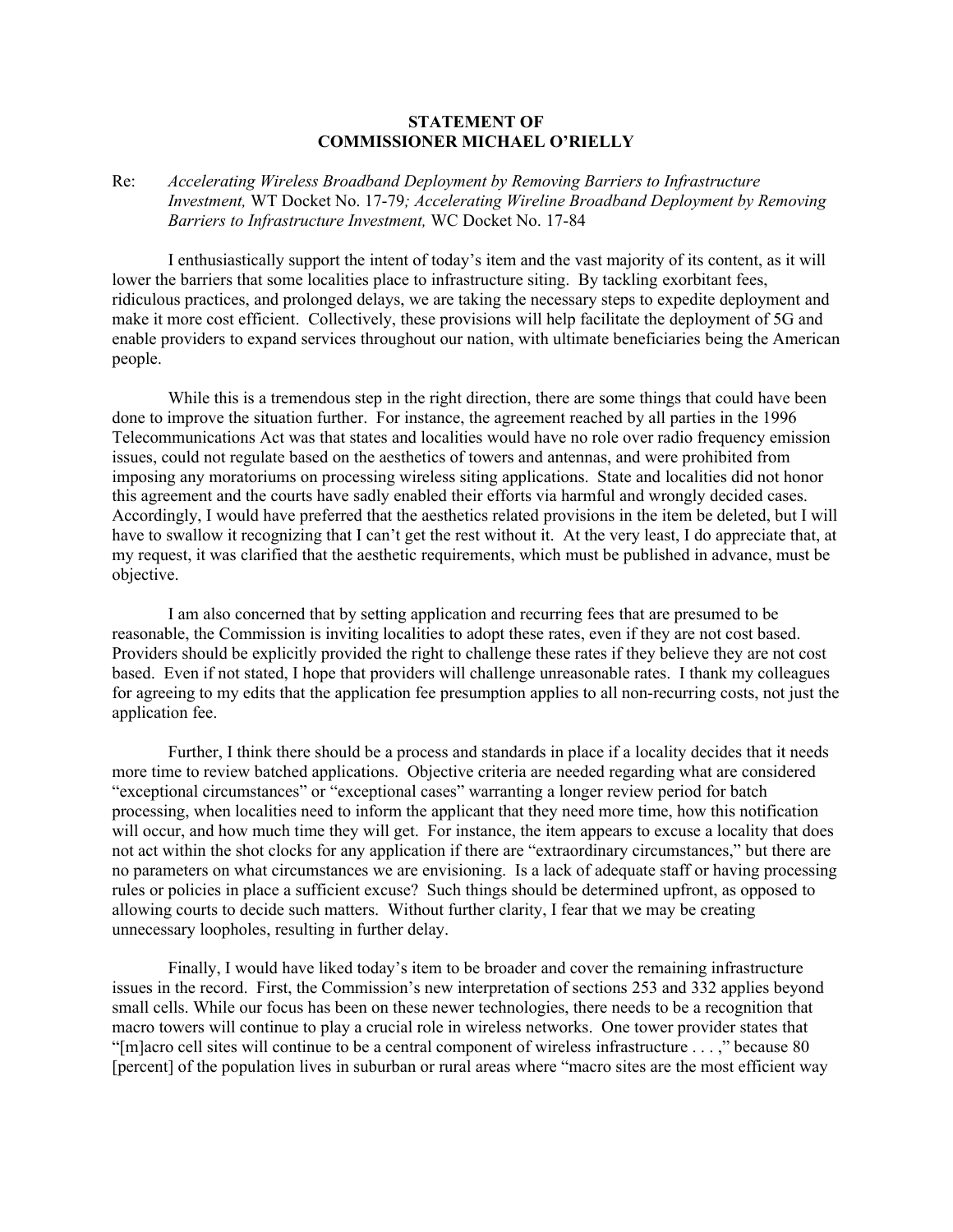**STATEMENT OF**
**COMMISSIONER MICHAEL O'RIELLY**

Re: *Accelerating Wireless Broadband Deployment by Removing Barriers to Infrastructure Investment,* WT Docket No. 17-79*; Accelerating Wireline Broadband Deployment by Removing Barriers to Infrastructure Investment,* WC Docket No. 17-84

I enthusiastically support the intent of today's item and the vast majority of its content, as it will lower the barriers that some localities place to infrastructure siting. By tackling exorbitant fees, ridiculous practices, and prolonged delays, we are taking the necessary steps to expedite deployment and make it more cost efficient. Collectively, these provisions will help facilitate the deployment of 5G and enable providers to expand services throughout our nation, with ultimate beneficiaries being the American people.

While this is a tremendous step in the right direction, there are some things that could have been done to improve the situation further. For instance, the agreement reached by all parties in the 1996 Telecommunications Act was that states and localities would have no role over radio frequency emission issues, could not regulate based on the aesthetics of towers and antennas, and were prohibited from imposing any moratoriums on processing wireless siting applications. State and localities did not honor this agreement and the courts have sadly enabled their efforts via harmful and wrongly decided cases. Accordingly, I would have preferred that the aesthetics related provisions in the item be deleted, but I will have to swallow it recognizing that I can't get the rest without it. At the very least, I do appreciate that, at my request, it was clarified that the aesthetic requirements, which must be published in advance, must be objective.

I am also concerned that by setting application and recurring fees that are presumed to be reasonable, the Commission is inviting localities to adopt these rates, even if they are not cost based. Providers should be explicitly provided the right to challenge these rates if they believe they are not cost based. Even if not stated, I hope that providers will challenge unreasonable rates. I thank my colleagues for agreeing to my edits that the application fee presumption applies to all non-recurring costs, not just the application fee.

Further, I think there should be a process and standards in place if a locality decides that it needs more time to review batched applications. Objective criteria are needed regarding what are considered "exceptional circumstances" or "exceptional cases" warranting a longer review period for batch processing, when localities need to inform the applicant that they need more time, how this notification will occur, and how much time they will get. For instance, the item appears to excuse a locality that does not act within the shot clocks for any application if there are "extraordinary circumstances," but there are no parameters on what circumstances we are envisioning. Is a lack of adequate staff or having processing rules or policies in place a sufficient excuse? Such things should be determined upfront, as opposed to allowing courts to decide such matters. Without further clarity, I fear that we may be creating unnecessary loopholes, resulting in further delay.

Finally, I would have liked today's item to be broader and cover the remaining infrastructure issues in the record. First, the Commission's new interpretation of sections 253 and 332 applies beyond small cells. While our focus has been on these newer technologies, there needs to be a recognition that macro towers will continue to play a crucial role in wireless networks. One tower provider states that "[m]acro cell sites will continue to be a central component of wireless infrastructure . . . ," because 80 [percent] of the population lives in suburban or rural areas where "macro sites are the most efficient way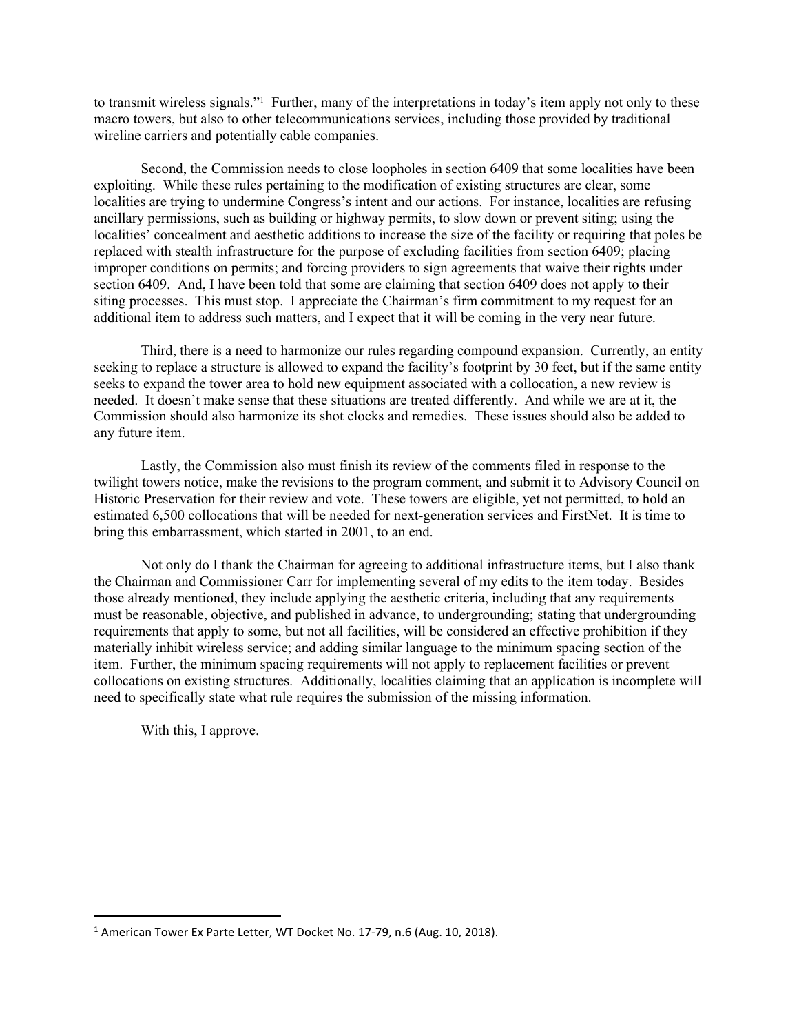to transmit wireless signals."[1] Further, many of the interpretations in today's item apply not only to these macro towers, but also to other telecommunications services, including those provided by traditional wireline carriers and potentially cable companies.

Second, the Commission needs to close loopholes in section 6409 that some localities have been exploiting. While these rules pertaining to the modification of existing structures are clear, some localities are trying to undermine Congress's intent and our actions. For instance, localities are refusing ancillary permissions, such as building or highway permits, to slow down or prevent siting; using the localities' concealment and aesthetic additions to increase the size of the facility or requiring that poles be replaced with stealth infrastructure for the purpose of excluding facilities from section 6409; placing improper conditions on permits; and forcing providers to sign agreements that waive their rights under section 6409. And, I have been told that some are claiming that section 6409 does not apply to their siting processes. This must stop. I appreciate the Chairman's firm commitment to my request for an additional item to address such matters, and I expect that it will be coming in the very near future.

Third, there is a need to harmonize our rules regarding compound expansion. Currently, an entity seeking to replace a structure is allowed to expand the facility's footprint by 30 feet, but if the same entity seeks to expand the tower area to hold new equipment associated with a collocation, a new review is needed. It doesn't make sense that these situations are treated differently. And while we are at it, the Commission should also harmonize its shot clocks and remedies. These issues should also be added to any future item.

Lastly, the Commission also must finish its review of the comments filed in response to the twilight towers notice, make the revisions to the program comment, and submit it to Advisory Council on Historic Preservation for their review and vote. These towers are eligible, yet not permitted, to hold an estimated 6,500 collocations that will be needed for next-generation services and FirstNet. It is time to bring this embarrassment, which started in 2001, to an end.

Not only do I thank the Chairman for agreeing to additional infrastructure items, but I also thank the Chairman and Commissioner Carr for implementing several of my edits to the item today. Besides those already mentioned, they include applying the aesthetic criteria, including that any requirements must be reasonable, objective, and published in advance, to undergrounding; stating that undergrounding requirements that apply to some, but not all facilities, will be considered an effective prohibition if they materially inhibit wireless service; and adding similar language to the minimum spacing section of the item. Further, the minimum spacing requirements will not apply to replacement facilities or prevent collocations on existing structures. Additionally, localities claiming that an application is incomplete will need to specifically state what rule requires the submission of the missing information.

With this, I approve.

---

[1] American Tower Ex Parte Letter, WT Docket No. 17-79, n.6 (Aug. 10, 2018).